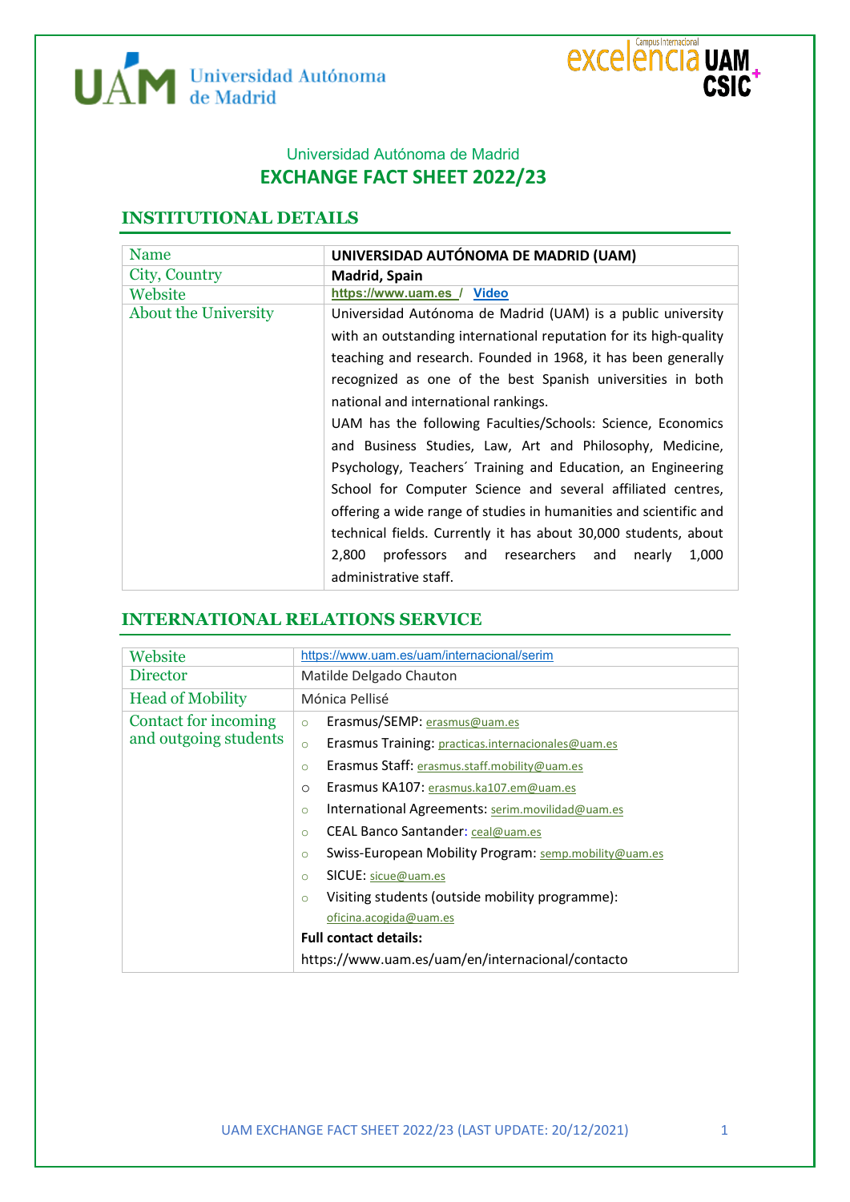Universidad Autónoma de Madrid

# EXCHANGE FACT SHEET 2022/23

## INSTITUTIONAL DETAILS

| | |
|---|---|
| Name | **UNIVERSIDAD AUTÓNOMA DE MADRID (UAM)** |
| City, Country | **Madrid, Spain** |
| Website | **https://www.uam.es** / **Video** |
| About the University | Universidad Autónoma de Madrid (UAM) is a public university with an outstanding international reputation for its high-quality teaching and research. Founded in 1968, it has been generally recognized as one of the best Spanish universities in both national and international rankings. UAM has the following Faculties/Schools: Science, Economics and Business Studies, Law, Art and Philosophy, Medicine, Psychology, Teachers´ Training and Education, an Engineering School for Computer Science and several affiliated centres, offering a wide range of studies in humanities and scientific and technical fields. Currently it has about 30,000 students, about 2,800 professors and researchers and nearly 1,000 administrative staff. |

## INTERNATIONAL RELATIONS SERVICE

| | |
|---|---|
| Website | https://www.uam.es/uam/internacional/serim |
| Director | Matilde Delgado Chauton |
| Head of Mobility | Mónica Pellisé |
| Contact for incoming and outgoing students | ○ Erasmus/SEMP: erasmus@uam.es<br>○ Erasmus Training: practicas.internacionales@uam.es<br>○ Erasmus Staff: erasmus.staff.mobility@uam.es<br>○ Erasmus KA107: erasmus.ka107.em@uam.es<br>○ International Agreements: serim.movilidad@uam.es<br>○ CEAL Banco Santander: ceal@uam.es<br>○ Swiss-European Mobility Program: semp.mobility@uam.es<br>○ SICUE: sicue@uam.es<br>○ Visiting students (outside mobility programme): oficina.acogida@uam.es<br>**Full contact details:**<br>https://www.uam.es/uam/en/internacional/contacto |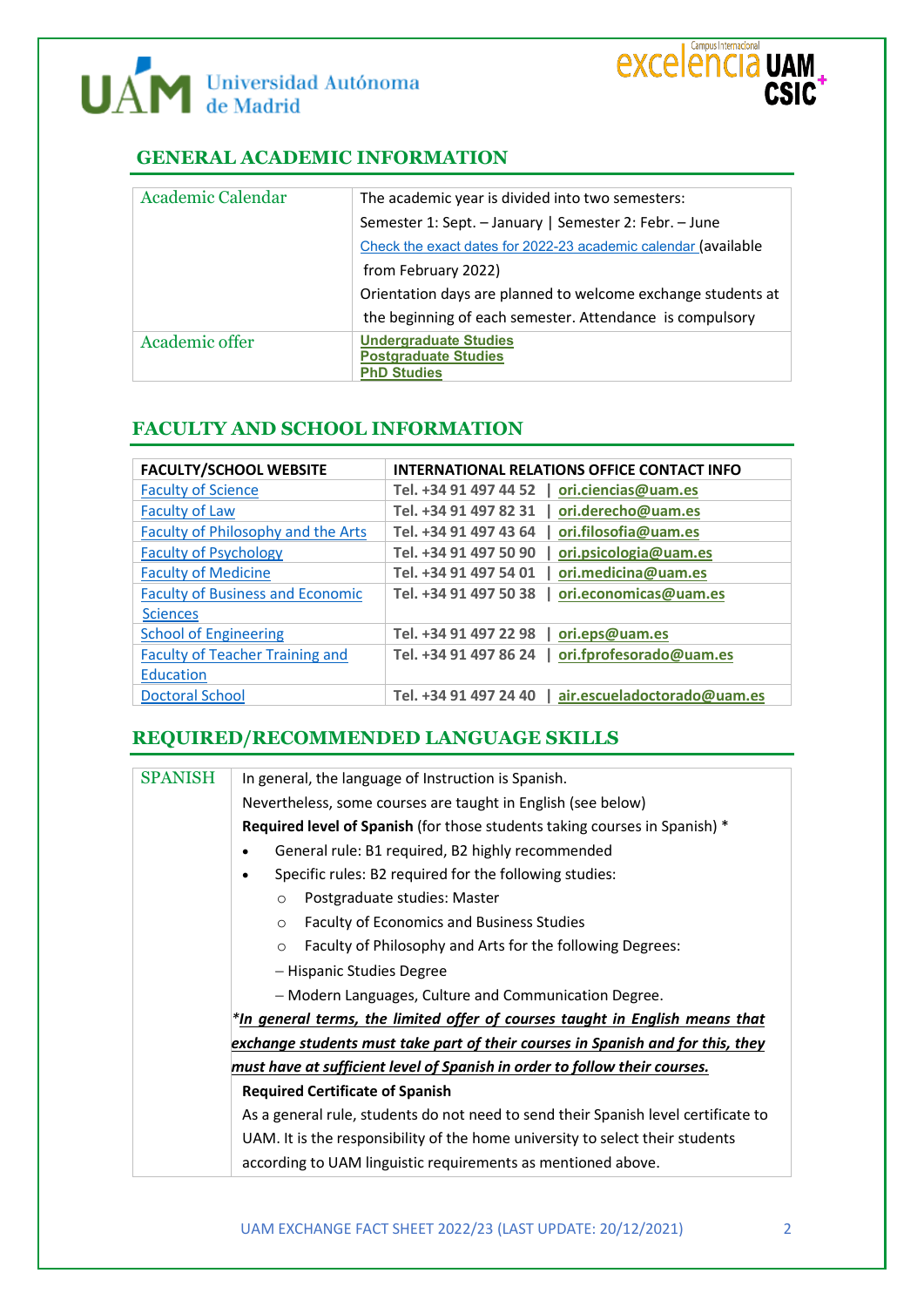## GENERAL ACADEMIC INFORMATION

| | |
|---|---|
| Academic Calendar | The academic year is divided into two semesters:<br>Semester 1: Sept. – January \| Semester 2: Febr. – June<br>Check the exact dates for 2022-23 academic calendar (available from February 2022)<br>Orientation days are planned to welcome exchange students at the beginning of each semester. Attendance is compulsory |
| Academic offer | Undergraduate Studies<br>Postgraduate Studies<br>PhD Studies |

## FACULTY AND SCHOOL INFORMATION

| FACULTY/SCHOOL WEBSITE | INTERNATIONAL RELATIONS OFFICE CONTACT INFO |
|---|---|
| Faculty of Science | Tel. +34 91 497 44 52 \| ori.ciencias@uam.es |
| Faculty of Law | Tel. +34 91 497 82 31 \| ori.derecho@uam.es |
| Faculty of Philosophy and the Arts | Tel. +34 91 497 43 64 \| ori.filosofia@uam.es |
| Faculty of Psychology | Tel. +34 91 497 50 90 \| ori.psicologia@uam.es |
| Faculty of Medicine | Tel. +34 91 497 54 01 \| ori.medicina@uam.es |
| Faculty of Business and Economic Sciences | Tel. +34 91 497 50 38 \| ori.economicas@uam.es |
| School of Engineering | Tel. +34 91 497 22 98 \| ori.eps@uam.es |
| Faculty of Teacher Training and Education | Tel. +34 91 497 86 24 \| ori.fprofesorado@uam.es |
| Doctoral School | Tel. +34 91 497 24 40 \| air.escueladoctorado@uam.es |

## REQUIRED/RECOMMENDED LANGUAGE SKILLS

**SPANISH**

In general, the language of Instruction is Spanish.

Nevertheless, some courses are taught in English (see below)

**Required level of Spanish** (for those students taking courses in Spanish) *

- General rule: B1 required, B2 highly recommended
- Specific rules: B2 required for the following studies:
  - Postgraduate studies: Master
  - Faculty of Economics and Business Studies
  - Faculty of Philosophy and Arts for the following Degrees:
    - – Hispanic Studies Degree
    - – Modern Languages, Culture and Communication Degree.

****In general terms, the limited offer of courses taught in English means that exchange students must take part of their courses in Spanish and for this, they must have at sufficient level of Spanish in order to follow their courses.***

**Required Certificate of Spanish**

As a general rule, students do not need to send their Spanish level certificate to UAM. It is the responsibility of the home university to select their students according to UAM linguistic requirements as mentioned above.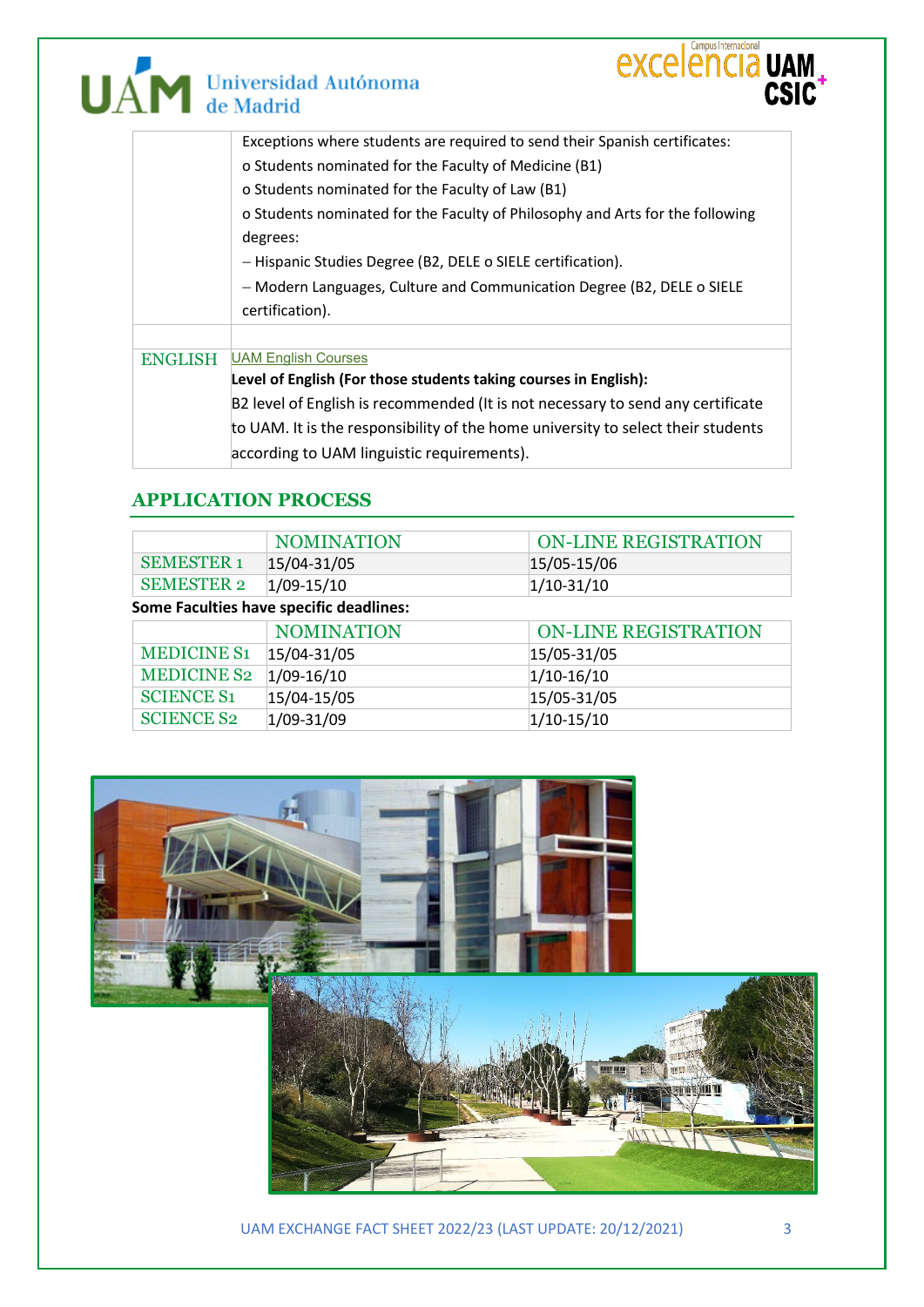| | |
|---|---|
| | Exceptions where students are required to send their Spanish certificates:<br>o Students nominated for the Faculty of Medicine (B1)<br>o Students nominated for the Faculty of Law (B1)<br>o Students nominated for the Faculty of Philosophy and Arts for the following degrees:<br>– Hispanic Studies Degree (B2, DELE o SIELE certification).<br>– Modern Languages, Culture and Communication Degree (B2, DELE o SIELE certification). |
| | |
| ENGLISH | UAM English Courses<br>**Level of English (For those students taking courses in English):**<br>B2 level of English is recommended (It is not necessary to send any certificate to UAM. It is the responsibility of the home university to select their students according to UAM linguistic requirements). |

## APPLICATION PROCESS

| | NOMINATION | ON-LINE REGISTRATION |
|---|---|---|
| SEMESTER 1 | 15/04-31/05 | 15/05-15/06 |
| SEMESTER 2 | 1/09-15/10 | 1/10-31/10 |

**Some Faculties have specific deadlines:**

| | NOMINATION | ON-LINE REGISTRATION |
|---|---|---|
| MEDICINE S1 | 15/04-31/05 | 15/05-31/05 |
| MEDICINE S2 | 1/09-16/10 | 1/10-16/10 |
| SCIENCE S1 | 15/04-15/05 | 15/05-31/05 |
| SCIENCE S2 | 1/09-31/09 | 1/10-15/10 |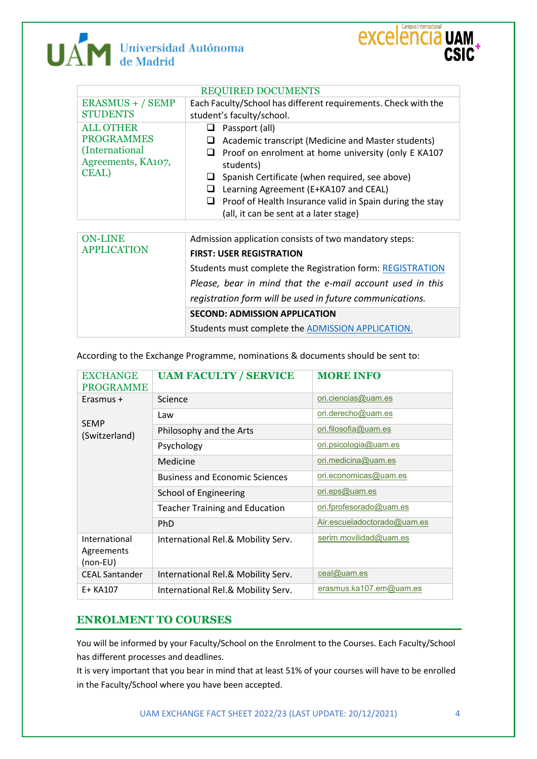| REQUIRED DOCUMENTS | |
|---|---|
| ERASMUS + / SEMP STUDENTS | Each Faculty/School has different requirements. Check with the student's faculty/school. |
| ALL OTHER PROGRAMMES (International Agreements, KA107, CEAL) | ❑ Passport (all)<br>❑ Academic transcript (Medicine and Master students)<br>❑ Proof on enrolment at home university (only E KA107 students)<br>❑ Spanish Certificate (when required, see above)<br>❑ Learning Agreement (E+KA107 and CEAL)<br>❑ Proof of Health Insurance valid in Spain during the stay (all, it can be sent at a later stage) |

| ON-LINE APPLICATION | Admission application consists of two mandatory steps:<br>**FIRST: USER REGISTRATION**<br>Students must complete the Registration form: REGISTRATION<br>*Please, bear in mind that the e-mail account used in this registration form will be used in future communications.*<br>**SECOND: ADMISSION APPLICATION**<br>Students must complete the ADMISSION APPLICATION. |
|---|---|

According to the Exchange Programme, nominations & documents should be sent to:

| EXCHANGE PROGRAMME | UAM FACULTY / SERVICE | MORE INFO |
|---|---|---|
| Erasmus +<br><br>SEMP (Switzerland) | Science | ori.ciencias@uam.es |
| | Law | ori.derecho@uam.es |
| | Philosophy and the Arts | ori.filosofia@uam.es |
| | Psychology | ori.psicologia@uam.es |
| | Medicine | ori.medicina@uam.es |
| | Business and Economic Sciences | ori.economicas@uam.es |
| | School of Engineering | ori.eps@uam.es |
| | Teacher Training and Education | ori.fprofesorado@uam.es |
| | PhD | Air.escueladoctorado@uam.es |
| International Agreements (non-EU) | International Rel.& Mobility Serv. | serim.movilidad@uam.es |
| CEAL Santander | International Rel.& Mobility Serv. | ceal@uam.es |
| E+ KA107 | International Rel.& Mobility Serv. | erasmus.ka107.em@uam.es |

## ENROLMENT TO COURSES

You will be informed by your Faculty/School on the Enrolment to the Courses. Each Faculty/School has different processes and deadlines.

It is very important that you bear in mind that at least 51% of your courses will have to be enrolled in the Faculty/School where you have been accepted.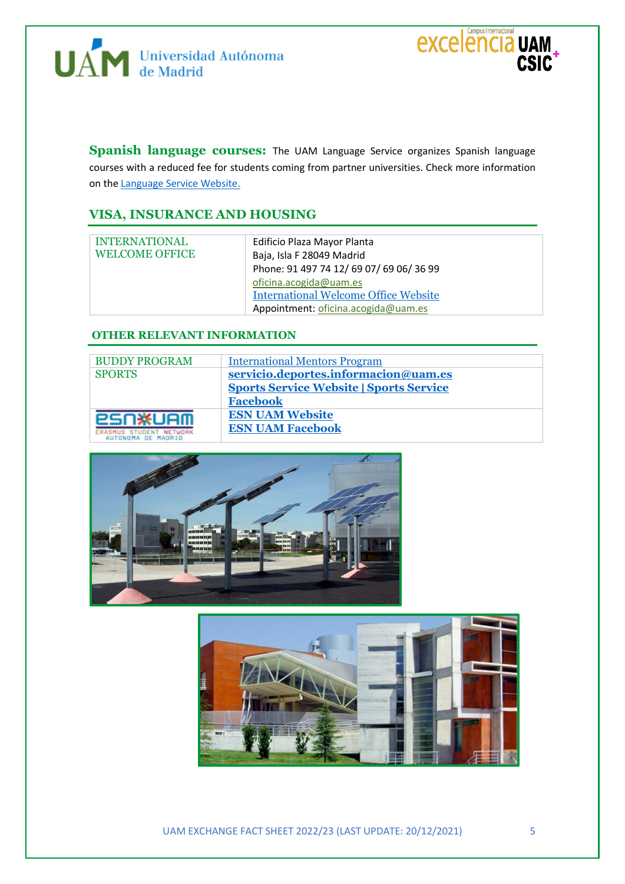**Spanish language courses:** The UAM Language Service organizes Spanish language courses with a reduced fee for students coming from partner universities. Check more information on the Language Service Website.

## VISA, INSURANCE AND HOUSING

| | |
|---|---|
| INTERNATIONAL WELCOME OFFICE | Edificio Plaza Mayor Planta Baja, Isla F 28049 Madrid<br>Phone: 91 497 74 12/ 69 07/ 69 06/ 36 99<br>oficina.acogida@uam.es<br>International Welcome Office Website<br>Appointment: oficina.acogida@uam.es |

## OTHER RELEVANT INFORMATION

| | |
|---|---|
| BUDDY PROGRAM | International Mentors Program |
| SPORTS | **servicio.deportes.informacion@uam.es**<br>**Sports Service Website \| Sports Service Facebook** |
| ESN UAM (Erasmus Student Network Autónoma de Madrid) | **ESN UAM Website**<br>**ESN UAM Facebook** |